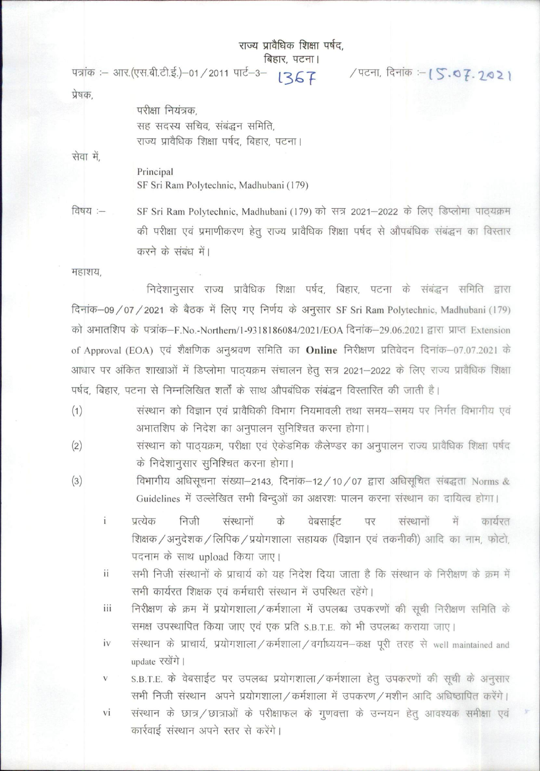राज्य प्रावैधिक शिक्षा पर्षद,
बिहार, पटना।

पत्रांक :– आर.(एस.बी.टी.ई.)–01/2011 पार्ट–3– 1367 /पटना, दिनांक :– 15.07.2021

प्रेषक,

परीक्षा नियंत्रक,
सह सदस्य सचिव, संबंद्धन समिति,
राज्य प्रावैधिक शिक्षा पर्षद, बिहार, पटना।

सेवा में,

Principal
SF Sri Ram Polytechnic, Madhubani (179)

विषय :– SF Sri Ram Polytechnic, Madhubani (179) को सत्र 2021–2022 के लिए डिप्लोमा पाठ्यक्रम की परीक्षा एवं प्रमाणीकरण हेतु राज्य प्रावैधिक शिक्षा पर्षद से औपबंधिक संबंद्धन का विस्तार करने के संबंध में।

महाशय,

निदेशानुसार राज्य प्रावैधिक शिक्षा पर्षद, बिहार, पटना के संबंद्धन समिति द्वारा दिनांक–09/07/2021 के बैठक में लिए गए निर्णय के अनुसार SF Sri Ram Polytechnic, Madhubani (179) को अभातशिप के पत्रांक–F.No.-Northern/1-9318186084/2021/EOA दिनांक–29.06.2021 द्वारा प्राप्त Extension of Approval (EOA) एवं शैक्षणिक अनुश्रवण समिति का **Online** निरीक्षण प्रतिवेदन दिनांक–07.07.2021 के आधार पर अंकित शाखाओं में डिप्लोमा पाठ्यक्रम संचालन हेतु सत्र 2021–2022 के लिए राज्य प्रावैधिक शिक्षा पर्षद, बिहार, पटना से निम्नलिखित शर्तों के साथ औपबंधिक संबंद्धन विस्तारित की जाती है।

(1) संस्थान को विज्ञान एवं प्रावैधिकी विभाग नियमावली तथा समय–समय पर निर्गत विभागीय एवं अभातशिप के निदेश का अनुपालन सुनिश्चित करना होगा।

(2) संस्थान को पाठ्यक्रम, परीक्षा एवं ऐकेडमिक कैलेण्डर का अनुपालन राज्य प्रावैधिक शिक्षा पर्षद के निदेशानुसार सुनिश्चित करना होगा।

(3) विभागीय अधिसूचना संख्या–2143, दिनांक–12/10/07 द्वारा अधिसूचित संबद्धता Norms & Guidelines में उल्लेखित सभी बिन्दुओं का अक्षरशः पालन करना संस्थान का दायित्व होगा।

   i प्रत्येक निजी संस्थानों के वेबसाईट पर संस्थानों में कार्यरत शिक्षक/अनुदेशक/लिपिक/प्रयोगशाला सहायक (विज्ञान एवं तकनीकी) आदि का नाम, फोटो, पदनाम के साथ upload किया जाए।

   ii सभी निजी संस्थानों के प्राचार्य को यह निदेश दिया जाता है कि संस्थान के निरीक्षण के क्रम में सभी कार्यरत शिक्षक एवं कर्मचारी संस्थान में उपस्थित रहेंगे।

   iii निरीक्षण के क्रम में प्रयोगशाला/कर्मशाला में उपलब्ध उपकरणों की सूची निरीक्षण समिति के समक्ष उपस्थापित किया जाए एवं एक प्रति S.B.T.E. को भी उपलब्ध कराया जाए।

   iv संस्थान के प्राचार्य, प्रयोगशाला/कर्मशाला/वर्गाध्ययन–कक्ष पूरी तरह से well maintained and update रखेंगे।

   v S.B.T.E. के वेबसाईट पर उपलब्ध प्रयोगशाला/कर्मशाला हेतु उपकरणों की सूची के अनुसार सभी निजी संस्थान अपने प्रयोगशाला/कर्मशाला में उपकरण/मशीन आदि अधिष्ठापित करेंगे।

   vi संस्थान के छात्र/छात्राओं के परीक्षाफल के गुणवत्ता के उन्नयन हेतु आवश्यक समीक्षा एवं कार्रवाई संस्थान अपने स्तर से करेंगे।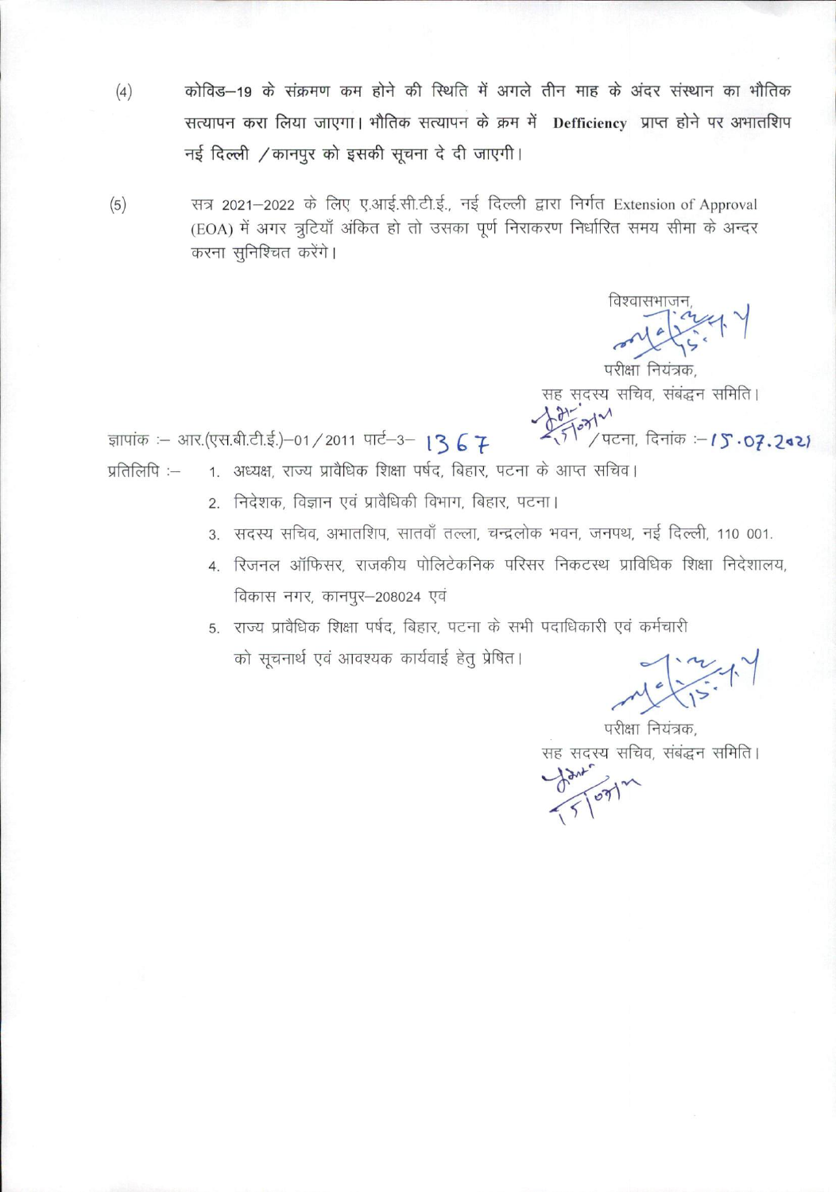(4) कोविड–19 के संक्रमण कम होने की स्थिति में अगले तीन माह के अंदर संस्थान का भौतिक सत्यापन करा लिया जाएगा। भौतिक सत्यापन के क्रम में **Defficiency** प्राप्त होने पर अभातशिप नई दिल्ली /कानपुर को इसकी सूचना दे दी जाएगी।

(5) सत्र 2021–2022 के लिए ए.आई.सी.टी.ई., नई दिल्ली द्वारा निर्गत Extension of Approval (EOA) में अगर त्रुटियाँ अंकित हो तो उसका पूर्ण निराकरण निर्धारित समय सीमा के अन्दर करना सुनिश्चित करेंगे।

विश्वासभाजन,

परीक्षा नियंत्रक,
सह सदस्य सचिव, संबंद्धन समिति।

ज्ञापांक :– आर.(एस.बी.टी.ई.)–01/2011 पार्ट–3– 1367 /पटना, दिनांक :– 15.07.2021

प्रतिलिपि :–
1. अध्यक्ष, राज्य प्रावैधिक शिक्षा पर्षद, बिहार, पटना के आप्त सचिव।
2. निदेशक, विज्ञान एवं प्रावैधिकी विभाग, बिहार, पटना।
3. सदस्य सचिव, अभातशिप, सातवाँ तल्ला, चन्द्रलोक भवन, जनपथ, नई दिल्ली, 110 001.
4. रिजनल ऑफिसर, राजकीय पोलिटेकनिक परिसर निकटस्थ प्राविधिक शिक्षा निदेशालय, विकास नगर, कानपुर–208024 एवं
5. राज्य प्रावैधिक शिक्षा पर्षद, बिहार, पटना के सभी पदाधिकारी एवं कर्मचारी

को सूचनार्थ एवं आवश्यक कार्यवाई हेतु प्रेषित।

परीक्षा नियंत्रक,
सह सदस्य सचिव, संबंद्धन समिति।